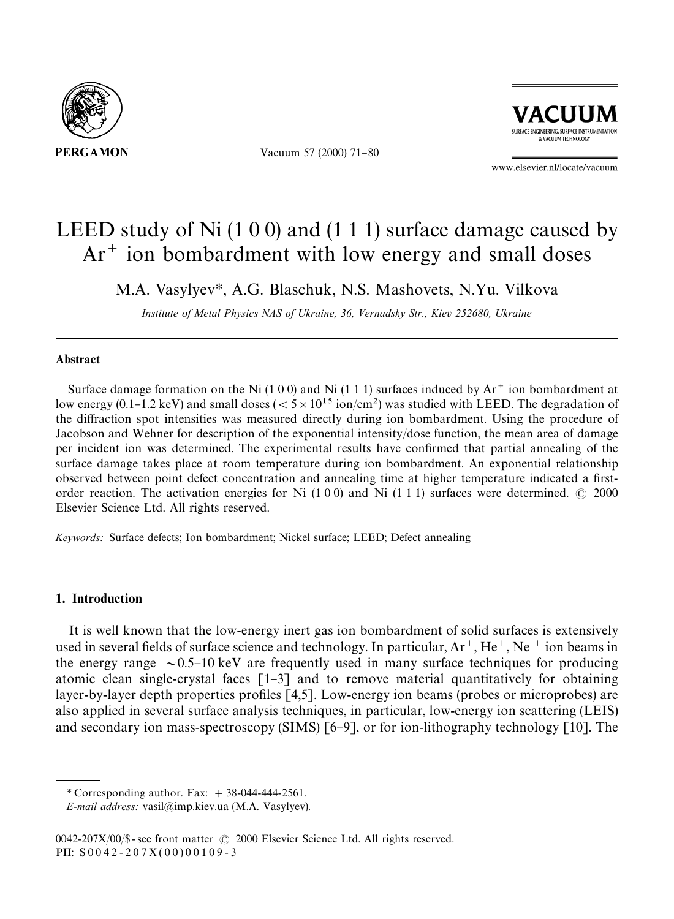# LEED study of Ni (1 0 0) and (1 1 1) surface damage caused by $Ar^+$ ion bombardment with low energy and small doses

M.A. Vasylyev*, A.G. Blaschuk, N.S. Mashovets, N.Yu. Vilkova

*Institute of Metal Physics NAS of Ukraine, 36, Vernadsky Str., Kiev 252680, Ukraine*

## Abstract

Surface damage formation on the Ni (1 0 0) and Ni (1 1 1) surfaces induced by $Ar^+$ ion bombardment at low energy (0.1–1.2 keV) and small doses ($< 5 \times 10^{15}$ ion/cm$^2$) was studied with LEED. The degradation of the diffraction spot intensities was measured directly during ion bombardment. Using the procedure of Jacobson and Wehner for description of the exponential intensity/dose function, the mean area of damage per incident ion was determined. The experimental results have confirmed that partial annealing of the surface damage takes place at room temperature during ion bombardment. An exponential relationship observed between point defect concentration and annealing time at higher temperature indicated a first-order reaction. The activation energies for Ni (1 0 0) and Ni (1 1 1) surfaces were determined. © 2000 Elsevier Science Ltd. All rights reserved.

*Keywords:* Surface defects; Ion bombardment; Nickel surface; LEED; Defect annealing

## 1. Introduction

It is well known that the low-energy inert gas ion bombardment of solid surfaces is extensively used in several fields of surface science and technology. In particular, $Ar^+$, $He^+$, $Ne^+$ ion beams in the energy range ~0.5–10 keV are frequently used in many surface techniques for producing atomic clean single-crystal faces [1–3] and to remove material quantitatively for obtaining layer-by-layer depth properties profiles [4,5]. Low-energy ion beams (probes or microprobes) are also applied in several surface analysis techniques, in particular, low-energy ion scattering (LEIS) and secondary ion mass-spectroscopy (SIMS) [6–9], or for ion-lithography technology [10]. The

* Corresponding author. Fax: +38-044-444-2561.
*E-mail address:* vasil@imp.kiev.ua (M.A. Vasylyev).

0042-207X/00/$ - see front matter © 2000 Elsevier Science Ltd. All rights reserved.
PII: S0042-207X(00)00109-3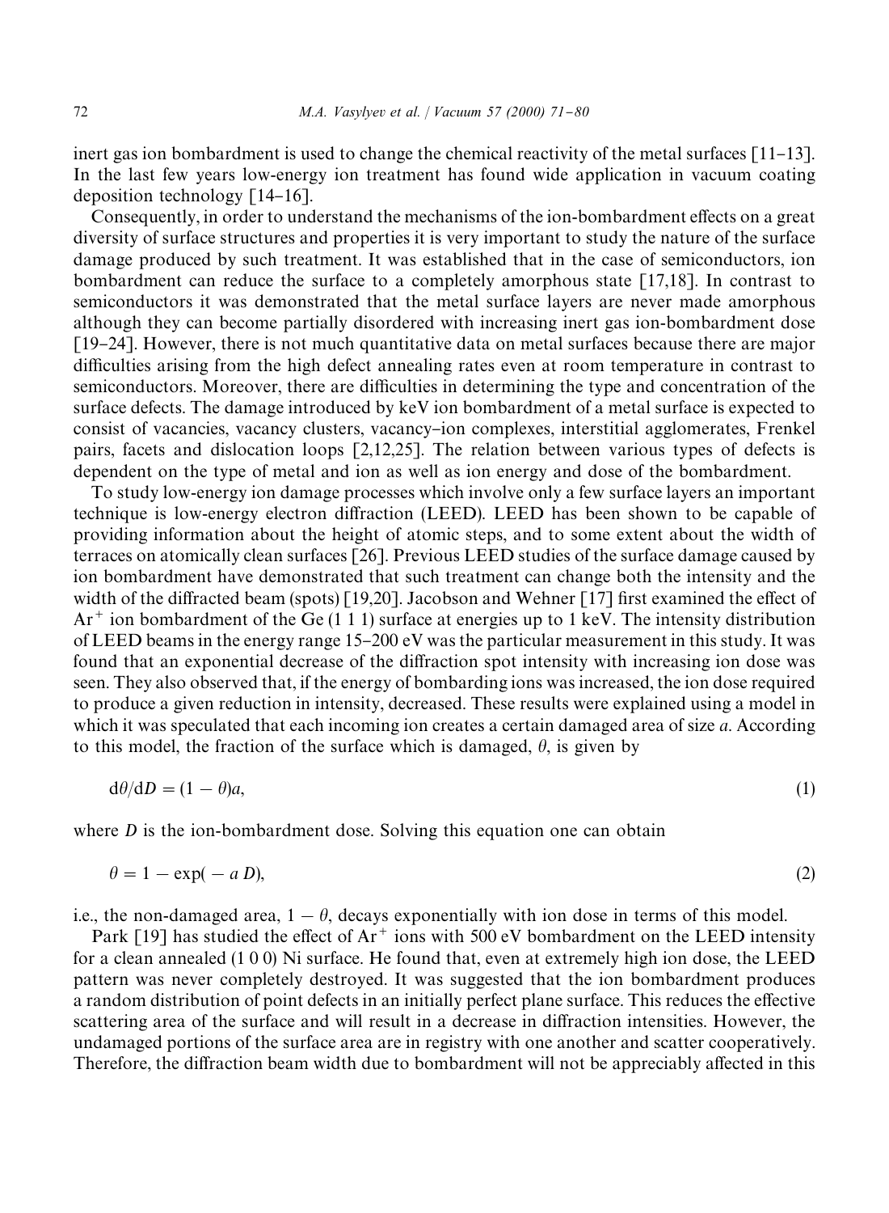inert gas ion bombardment is used to change the chemical reactivity of the metal surfaces [11–13]. In the last few years low-energy ion treatment has found wide application in vacuum coating deposition technology [14–16].

Consequently, in order to understand the mechanisms of the ion-bombardment effects on a great diversity of surface structures and properties it is very important to study the nature of the surface damage produced by such treatment. It was established that in the case of semiconductors, ion bombardment can reduce the surface to a completely amorphous state [17,18]. In contrast to semiconductors it was demonstrated that the metal surface layers are never made amorphous although they can become partially disordered with increasing inert gas ion-bombardment dose [19–24]. However, there is not much quantitative data on metal surfaces because there are major difficulties arising from the high defect annealing rates even at room temperature in contrast to semiconductors. Moreover, there are difficulties in determining the type and concentration of the surface defects. The damage introduced by keV ion bombardment of a metal surface is expected to consist of vacancies, vacancy clusters, vacancy–ion complexes, interstitial agglomerates, Frenkel pairs, facets and dislocation loops [2,12,25]. The relation between various types of defects is dependent on the type of metal and ion as well as ion energy and dose of the bombardment.

To study low-energy ion damage processes which involve only a few surface layers an important technique is low-energy electron diffraction (LEED). LEED has been shown to be capable of providing information about the height of atomic steps, and to some extent about the width of terraces on atomically clean surfaces [26]. Previous LEED studies of the surface damage caused by ion bombardment have demonstrated that such treatment can change both the intensity and the width of the diffracted beam (spots) [19,20]. Jacobson and Wehner [17] first examined the effect of $Ar^+$ ion bombardment of the Ge (1 1 1) surface at energies up to 1 keV. The intensity distribution of LEED beams in the energy range 15–200 eV was the particular measurement in this study. It was found that an exponential decrease of the diffraction spot intensity with increasing ion dose was seen. They also observed that, if the energy of bombarding ions was increased, the ion dose required to produce a given reduction in intensity, decreased. These results were explained using a model in which it was speculated that each incoming ion creates a certain damaged area of size $a$. According to this model, the fraction of the surface which is damaged, $\theta$, is given by

$$d\theta/dD = (1-\theta)a, \tag{1}$$

where $D$ is the ion-bombardment dose. Solving this equation one can obtain

$$\theta = 1 - \exp(-a\,D), \tag{2}$$

i.e., the non-damaged area, $1-\theta$, decays exponentially with ion dose in terms of this model.

Park [19] has studied the effect of $Ar^+$ ions with 500 eV bombardment on the LEED intensity for a clean annealed (1 0 0) Ni surface. He found that, even at extremely high ion dose, the LEED pattern was never completely destroyed. It was suggested that the ion bombardment produces a random distribution of point defects in an initially perfect plane surface. This reduces the effective scattering area of the surface and will result in a decrease in diffraction intensities. However, the undamaged portions of the surface area are in registry with one another and scatter cooperatively. Therefore, the diffraction beam width due to bombardment will not be appreciably affected in this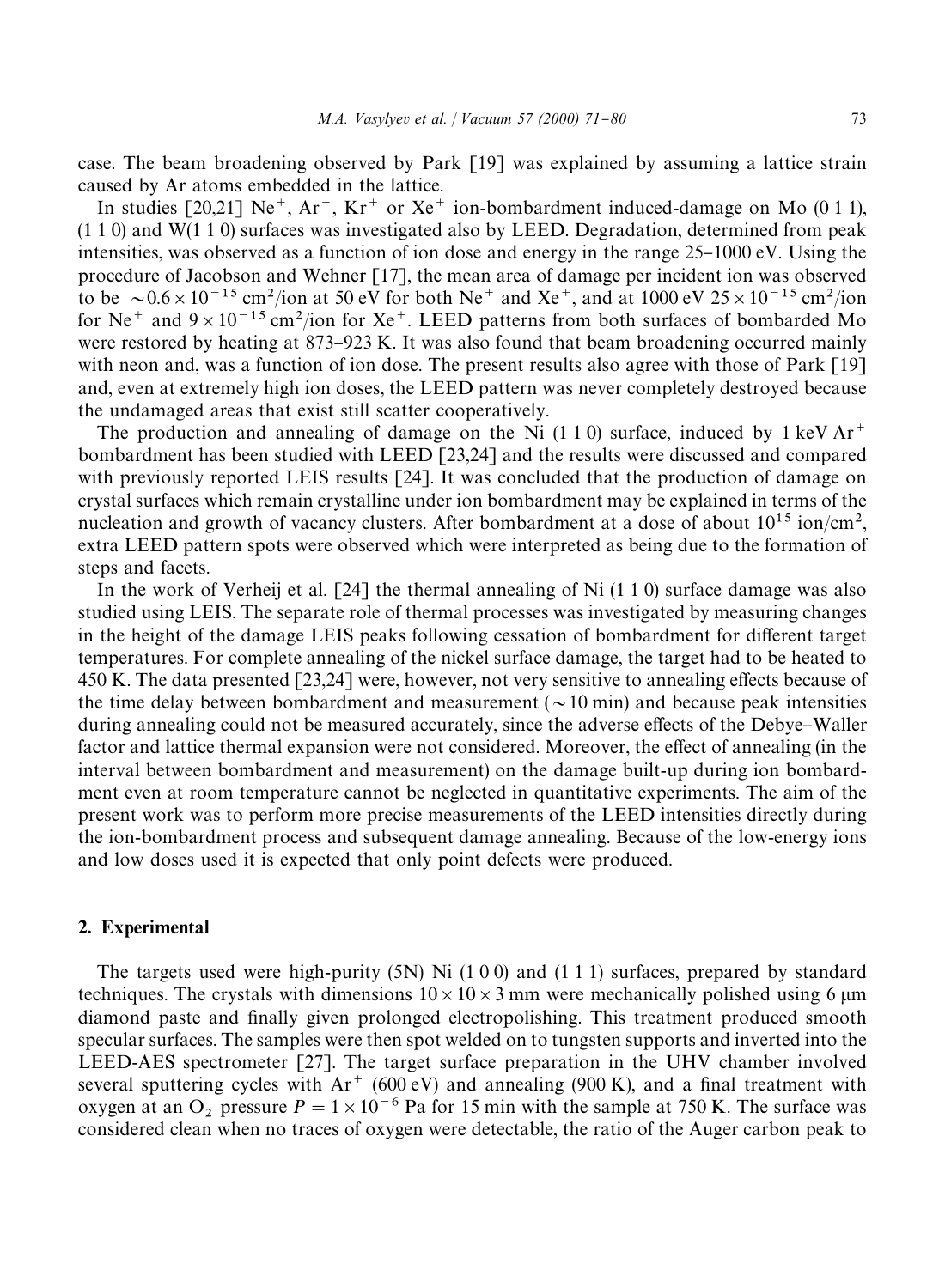case. The beam broadening observed by Park [19] was explained by assuming a lattice strain caused by Ar atoms embedded in the lattice.

In studies [20,21] $Ne^+$, $Ar^+$, $Kr^+$ or $Xe^+$ ion-bombardment induced-damage on Mo (0 1 1), (1 1 0) and W(1 1 0) surfaces was investigated also by LEED. Degradation, determined from peak intensities, was observed as a function of ion dose and energy in the range 25–1000 eV. Using the procedure of Jacobson and Wehner [17], the mean area of damage per incident ion was observed to be $\sim 0.6\times10^{-15}$ cm$^2$/ion at 50 eV for both $Ne^+$ and $Xe^+$, and at 1000 eV $25\times10^{-15}$ cm$^2$/ion for $Ne^+$ and $9\times10^{-15}$ cm$^2$/ion for $Xe^+$. LEED patterns from both surfaces of bombarded Mo were restored by heating at 873–923 K. It was also found that beam broadening occurred mainly with neon and, was a function of ion dose. The present results also agree with those of Park [19] and, even at extremely high ion doses, the LEED pattern was never completely destroyed because the undamaged areas that exist still scatter cooperatively.

The production and annealing of damage on the Ni (1 1 0) surface, induced by 1 keV $Ar^+$ bombardment has been studied with LEED [23,24] and the results were discussed and compared with previously reported LEIS results [24]. It was concluded that the production of damage on crystal surfaces which remain crystalline under ion bombardment may be explained in terms of the nucleation and growth of vacancy clusters. After bombardment at a dose of about $10^{15}$ ion/cm$^2$, extra LEED pattern spots were observed which were interpreted as being due to the formation of steps and facets.

In the work of Verheij et al. [24] the thermal annealing of Ni (1 1 0) surface damage was also studied using LEIS. The separate role of thermal processes was investigated by measuring changes in the height of the damage LEIS peaks following cessation of bombardment for different target temperatures. For complete annealing of the nickel surface damage, the target had to be heated to 450 K. The data presented [23,24] were, however, not very sensitive to annealing effects because of the time delay between bombardment and measurement ($\sim$10 min) and because peak intensities during annealing could not be measured accurately, since the adverse effects of the Debye–Waller factor and lattice thermal expansion were not considered. Moreover, the effect of annealing (in the interval between bombardment and measurement) on the damage built-up during ion bombardment even at room temperature cannot be neglected in quantitative experiments. The aim of the present work was to perform more precise measurements of the LEED intensities directly during the ion-bombardment process and subsequent damage annealing. Because of the low-energy ions and low doses used it is expected that only point defects were produced.

## 2. Experimental

The targets used were high-purity (5N) Ni (1 0 0) and (1 1 1) surfaces, prepared by standard techniques. The crystals with dimensions $10\times10\times3$ mm were mechanically polished using 6 μm diamond paste and finally given prolonged electropolishing. This treatment produced smooth specular surfaces. The samples were then spot welded on to tungsten supports and inverted into the LEED-AES spectrometer [27]. The target surface preparation in the UHV chamber involved several sputtering cycles with $Ar^+$ (600 eV) and annealing (900 K), and a final treatment with oxygen at an $O_2$ pressure $P = 1\times10^{-6}$ Pa for 15 min with the sample at 750 K. The surface was considered clean when no traces of oxygen were detectable, the ratio of the Auger carbon peak to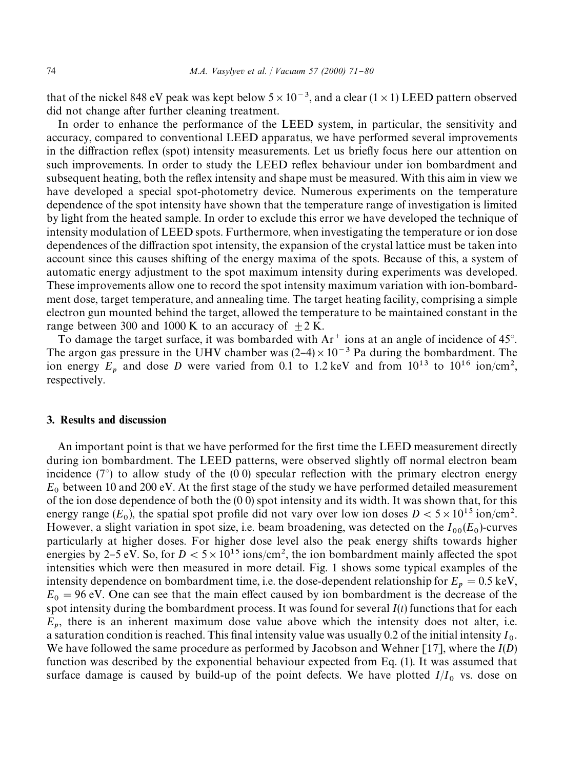that of the nickel 848 eV peak was kept below $5 \times 10^{-3}$, and a clear $(1 \times 1)$ LEED pattern observed did not change after further cleaning treatment.

In order to enhance the performance of the LEED system, in particular, the sensitivity and accuracy, compared to conventional LEED apparatus, we have performed several improvements in the diffraction reflex (spot) intensity measurements. Let us briefly focus here our attention on such improvements. In order to study the LEED reflex behaviour under ion bombardment and subsequent heating, both the reflex intensity and shape must be measured. With this aim in view we have developed a special spot-photometry device. Numerous experiments on the temperature dependence of the spot intensity have shown that the temperature range of investigation is limited by light from the heated sample. In order to exclude this error we have developed the technique of intensity modulation of LEED spots. Furthermore, when investigating the temperature or ion dose dependences of the diffraction spot intensity, the expansion of the crystal lattice must be taken into account since this causes shifting of the energy maxima of the spots. Because of this, a system of automatic energy adjustment to the spot maximum intensity during experiments was developed. These improvements allow one to record the spot intensity maximum variation with ion-bombardment dose, target temperature, and annealing time. The target heating facility, comprising a simple electron gun mounted behind the target, allowed the temperature to be maintained constant in the range between 300 and 1000 K to an accuracy of $\pm 2$ K.

To damage the target surface, it was bombarded with $Ar^+$ ions at an angle of incidence of 45°. The argon gas pressure in the UHV chamber was $(2\text{–}4) \times 10^{-3}$ Pa during the bombardment. The ion energy $E_p$ and dose $D$ were varied from 0.1 to 1.2 keV and from $10^{13}$ to $10^{16}$ ion/cm$^2$, respectively.

## 3. Results and discussion

An important point is that we have performed for the first time the LEED measurement directly during ion bombardment. The LEED patterns, were observed slightly off normal electron beam incidence (7°) to allow study of the (0 0) specular reflection with the primary electron energy $E_0$ between 10 and 200 eV. At the first stage of the study we have performed detailed measurement of the ion dose dependence of both the (0 0) spot intensity and its width. It was shown that, for this energy range ($E_0$), the spatial spot profile did not vary over low ion doses $D < 5 \times 10^{15}$ ion/cm$^2$. However, a slight variation in spot size, i.e. beam broadening, was detected on the $I_{00}(E_0)$-curves particularly at higher doses. For higher dose level also the peak energy shifts towards higher energies by 2–5 eV. So, for $D < 5 \times 10^{15}$ ions/cm$^2$, the ion bombardment mainly affected the spot intensities which were then measured in more detail. Fig. 1 shows some typical examples of the intensity dependence on bombardment time, i.e. the dose-dependent relationship for $E_p = 0.5$ keV, $E_0 = 96$ eV. One can see that the main effect caused by ion bombardment is the decrease of the spot intensity during the bombardment process. It was found for several $I(t)$ functions that for each $E_p$, there is an inherent maximum dose value above which the intensity does not alter, i.e. a saturation condition is reached. This final intensity value was usually 0.2 of the initial intensity $I_0$. We have followed the same procedure as performed by Jacobson and Wehner [17], where the $I(D)$ function was described by the exponential behaviour expected from Eq. (1). It was assumed that surface damage is caused by build-up of the point defects. We have plotted $I/I_0$ vs. dose on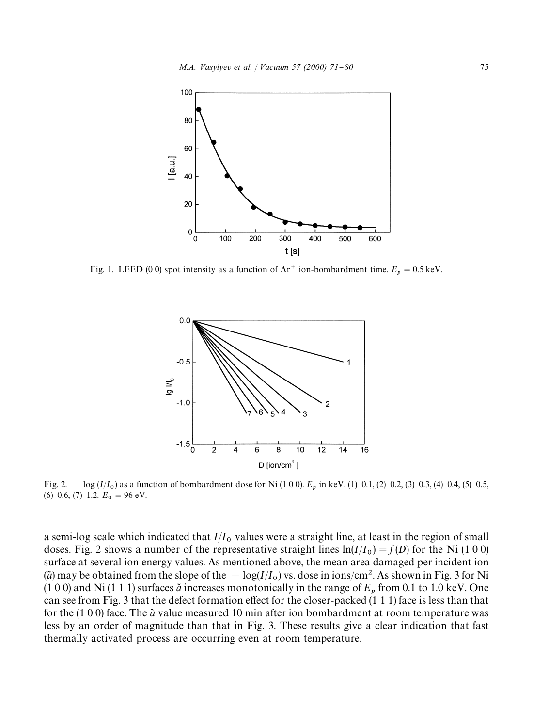100
80
60
40
20
0
I [a.u.]
0 100 200 300 400 500 600
t [s]

Fig. 1. LEED (0 0) spot intensity as a function of $Ar^+$ ion-bombardment time. $E_p = 0.5$ keV.

0.0
-0.5
-1.0
-1.5
lg $I/I_0$
0 2 4 6 8 10 12 14 16
D [ion/cm$^2$]
1
2
3
4
5
6
7

Fig. 2. $-\log(I/I_0)$ as a function of bombardment dose for Ni (1 0 0). $E_p$ in keV. (1) 0.1, (2) 0.2, (3) 0.3, (4) 0.4, (5) 0.5, (6) 0.6, (7) 1.2. $E_0 = 96$ eV.

a semi-log scale which indicated that $I/I_0$ values were a straight line, at least in the region of small doses. Fig. 2 shows a number of the representative straight lines $\ln(I/I_0) = f(D)$ for the Ni (1 0 0) surface at several ion energy values. As mentioned above, the mean area damaged per incident ion ($\tilde{a}$) may be obtained from the slope of the $-\log(I/I_0)$ vs. dose in ions/cm$^2$. As shown in Fig. 3 for Ni (1 0 0) and Ni (1 1 1) surfaces $\tilde{a}$ increases monotonically in the range of $E_p$ from 0.1 to 1.0 keV. One can see from Fig. 3 that the defect formation effect for the closer-packed (1 1 1) face is less than that for the (1 0 0) face. The $\tilde{a}$ value measured 10 min after ion bombardment at room temperature was less by an order of magnitude than that in Fig. 3. These results give a clear indication that fast thermally activated process are occurring even at room temperature.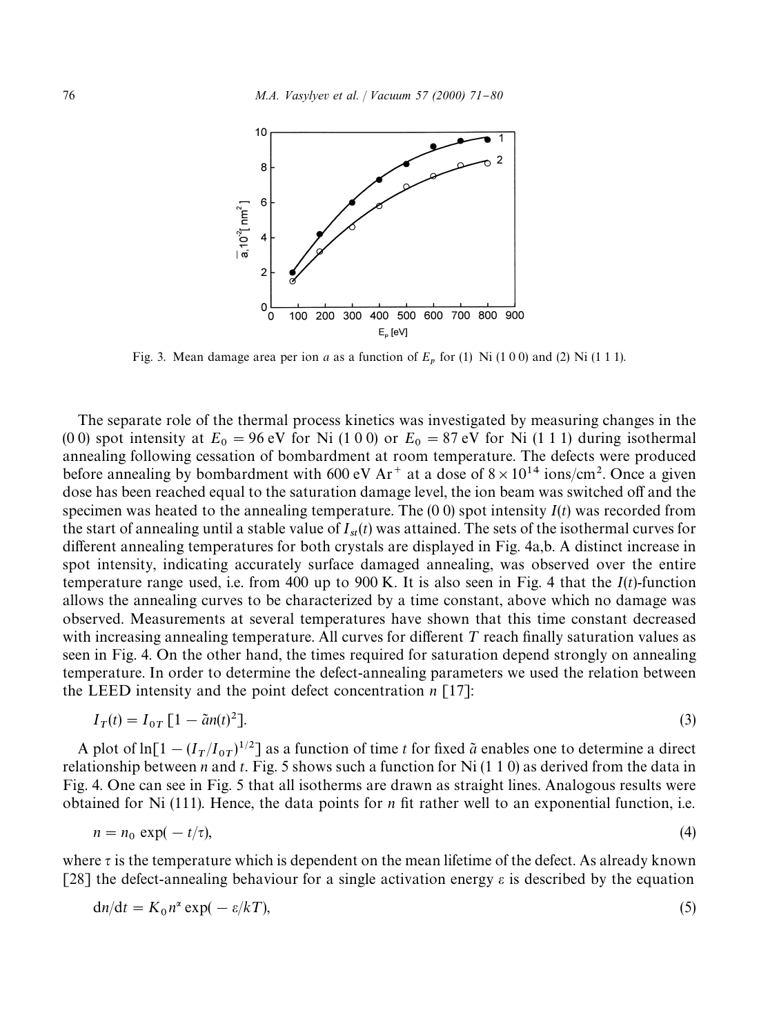10
8
6
4
2
0
0 100 200 300 400 500 600 700 800 900
$\bar{a}, 10^{-2}$ [nm$^2$]
$E_p$ [eV]
1
2

Fig. 3. Mean damage area per ion $a$ as a function of $E_p$ for (1) Ni (1 0 0) and (2) Ni (1 1 1).

The separate role of the thermal process kinetics was investigated by measuring changes in the (0 0) spot intensity at $E_0 = 96$ eV for Ni (1 0 0) or $E_0 = 87$ eV for Ni (1 1 1) during isothermal annealing following cessation of bombardment at room temperature. The defects were produced before annealing by bombardment with 600 eV $Ar^+$ at a dose of $8 \times 10^{14}$ ions/cm$^2$. Once a given dose has been reached equal to the saturation damage level, the ion beam was switched off and the specimen was heated to the annealing temperature. The (0 0) spot intensity $I(t)$ was recorded from the start of annealing until a stable value of $I_{st}(t)$ was attained. The sets of the isothermal curves for different annealing temperatures for both crystals are displayed in Fig. 4a,b. A distinct increase in spot intensity, indicating accurately surface damaged annealing, was observed over the entire temperature range used, i.e. from 400 up to 900 K. It is also seen in Fig. 4 that the $I(t)$-function allows the annealing curves to be characterized by a time constant, above which no damage was observed. Measurements at several temperatures have shown that this time constant decreased with increasing annealing temperature. All curves for different $T$ reach finally saturation values as seen in Fig. 4. On the other hand, the times required for saturation depend strongly on annealing temperature. In order to determine the defect-annealing parameters we used the relation between the LEED intensity and the point defect concentration $n$ [17]:

$$I_T(t) = I_{0T}\,[1 - \tilde{a}n(t)^2]. \tag{3}$$

A plot of $\ln[1 - (I_T/I_{0T})^{1/2}]$ as a function of time $t$ for fixed $\tilde{a}$ enables one to determine a direct relationship between $n$ and $t$. Fig. 5 shows such a function for Ni (1 1 0) as derived from the data in Fig. 4. One can see in Fig. 5 that all isotherms are drawn as straight lines. Analogous results were obtained for Ni (111). Hence, the data points for $n$ fit rather well to an exponential function, i.e.

$$n = n_0 \exp(-t/\tau), \tag{4}$$

where $\tau$ is the temperature which is dependent on the mean lifetime of the defect. As already known [28] the defect-annealing behaviour for a single activation energy $\varepsilon$ is described by the equation

$$\mathrm{d}n/\mathrm{d}t = K_0 n^{\alpha} \exp(-\varepsilon/kT), \tag{5}$$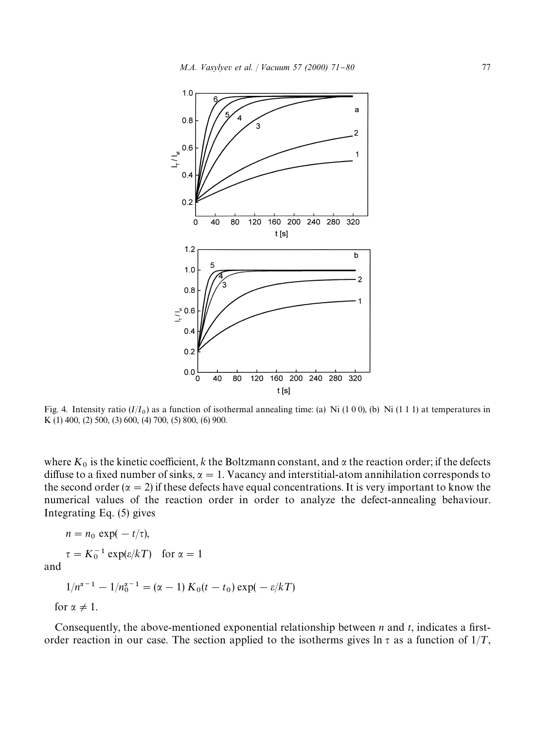1.0
0.8
0.6
0.4
0.2
$I_T / I_{st}$
0 40 80 120 160 200 240 280 320
t [s]
6
5
4
3
2
1
a

1.2
1.0
0.8
0.6
0.4
0.2
0.0
$I_T / I_{st}$
0 40 80 120 160 200 240 280 320
t [s]
5
4
3
2
1
b

Fig. 4. Intensity ratio ($I/I_0$) as a function of isothermal annealing time: (a) Ni (1 0 0), (b) Ni (1 1 1) at temperatures in K (1) 400, (2) 500, (3) 600, (4) 700, (5) 800, (6) 900.

where $K_0$ is the kinetic coefficient, $k$ the Boltzmann constant, and $\alpha$ the reaction order; if the defects diffuse to a fixed number of sinks, $\alpha = 1$. Vacancy and interstitial-atom annihilation corresponds to the second order ($\alpha = 2$) if these defects have equal concentrations. It is very important to know the numerical values of the reaction order in order to analyze the defect-annealing behaviour. Integrating Eq. (5) gives

$$n = n_0 \exp(-t/\tau),$$

$$\tau = K_0^{-1} \exp(\varepsilon/kT) \quad \text{for } \alpha = 1$$

and

$$1/n^{\alpha-1} - 1/n_0^{\alpha-1} = (\alpha - 1)\, K_0 (t - t_0) \exp(-\varepsilon/kT)$$

for $\alpha \neq 1$.

Consequently, the above-mentioned exponential relationship between $n$ and $t$, indicates a first-order reaction in our case. The section applied to the isotherms gives $\ln \tau$ as a function of $1/T$,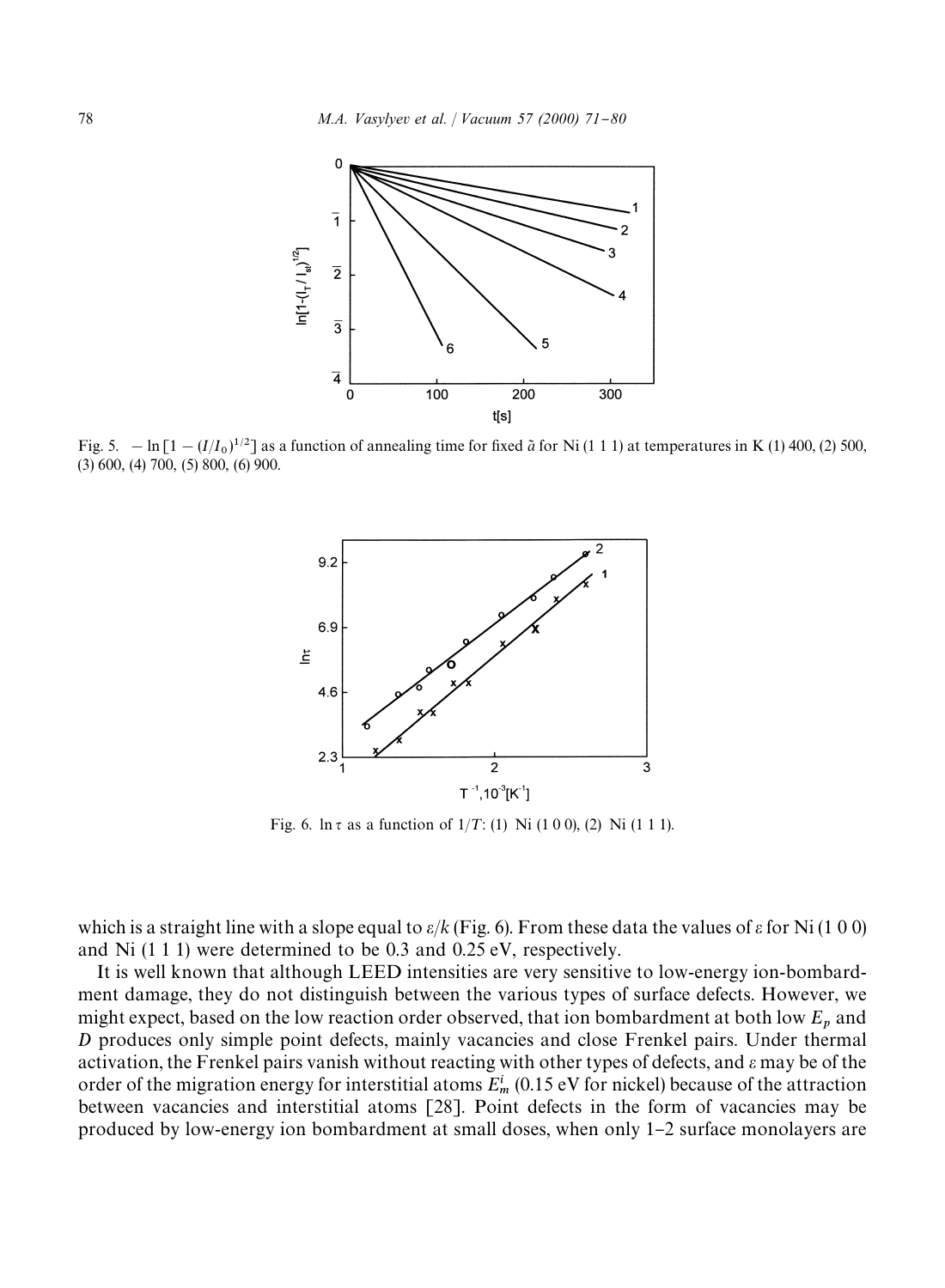Fig. 5. $-\ln[1-(I/I_0)^{1/2}]$ as a function of annealing time for fixed $\tilde{a}$ for Ni (1 1 1) at temperatures in K (1) 400, (2) 500, (3) 600, (4) 700, (5) 800, (6) 900.

Fig. 6. $\ln\tau$ as a function of $1/T$: (1) Ni (1 0 0), (2) Ni (1 1 1).

which is a straight line with a slope equal to $\varepsilon/k$ (Fig. 6). From these data the values of $\varepsilon$ for Ni (1 0 0) and Ni (1 1 1) were determined to be 0.3 and 0.25 eV, respectively.

It is well known that although LEED intensities are very sensitive to low-energy ion-bombardment damage, they do not distinguish between the various types of surface defects. However, we might expect, based on the low reaction order observed, that ion bombardment at both low $E_p$ and $D$ produces only simple point defects, mainly vacancies and close Frenkel pairs. Under thermal activation, the Frenkel pairs vanish without reacting with other types of defects, and $\varepsilon$ may be of the order of the migration energy for interstitial atoms $E_m^i$ (0.15 eV for nickel) because of the attraction between vacancies and interstitial atoms [28]. Point defects in the form of vacancies may be produced by low-energy ion bombardment at small doses, when only 1–2 surface monolayers are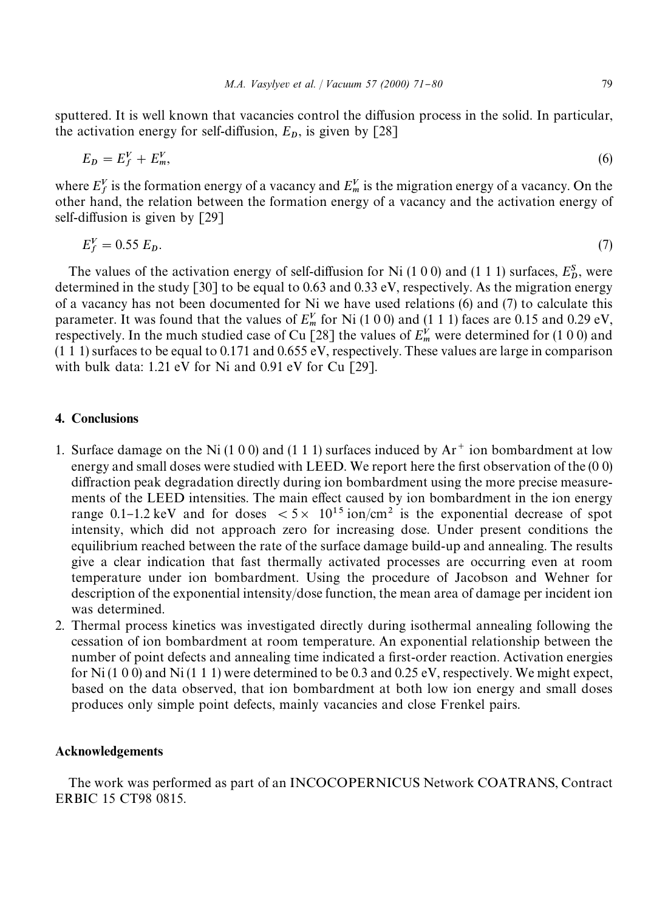sputtered. It is well known that vacancies control the diffusion process in the solid. In particular, the activation energy for self-diffusion, $E_D$, is given by [28]

$$E_D = E_f^V + E_m^V, \tag{6}$$

where $E_f^V$ is the formation energy of a vacancy and $E_m^V$ is the migration energy of a vacancy. On the other hand, the relation between the formation energy of a vacancy and the activation energy of self-diffusion is given by [29]

$$E_f^V = 0.55\,E_D. \tag{7}$$

The values of the activation energy of self-diffusion for Ni (1 0 0) and (1 1 1) surfaces, $E_D^S$, were determined in the study [30] to be equal to 0.63 and 0.33 eV, respectively. As the migration energy of a vacancy has not been documented for Ni we have used relations (6) and (7) to calculate this parameter. It was found that the values of $E_m^V$ for Ni (1 0 0) and (1 1 1) faces are 0.15 and 0.29 eV, respectively. In the much studied case of Cu [28] the values of $E_m^V$ were determined for (1 0 0) and (1 1 1) surfaces to be equal to 0.171 and 0.655 eV, respectively. These values are large in comparison with bulk data: 1.21 eV for Ni and 0.91 eV for Cu [29].

## 4. Conclusions

1. Surface damage on the Ni (1 0 0) and (1 1 1) surfaces induced by $Ar^+$ ion bombardment at low energy and small doses were studied with LEED. We report here the first observation of the (0 0) diffraction peak degradation directly during ion bombardment using the more precise measurements of the LEED intensities. The main effect caused by ion bombardment in the ion energy range 0.1–1.2 keV and for doses $< 5 \times 10^{15}$ ion/cm$^2$ is the exponential decrease of spot intensity, which did not approach zero for increasing dose. Under present conditions the equilibrium reached between the rate of the surface damage build-up and annealing. The results give a clear indication that fast thermally activated processes are occurring even at room temperature under ion bombardment. Using the procedure of Jacobson and Wehner for description of the exponential intensity/dose function, the mean area of damage per incident ion was determined.
2. Thermal process kinetics was investigated directly during isothermal annealing following the cessation of ion bombardment at room temperature. An exponential relationship between the number of point defects and annealing time indicated a first-order reaction. Activation energies for Ni (1 0 0) and Ni (1 1 1) were determined to be 0.3 and 0.25 eV, respectively. We might expect, based on the data observed, that ion bombardment at both low ion energy and small doses produces only simple point defects, mainly vacancies and close Frenkel pairs.

## Acknowledgements

The work was performed as part of an INCOCOPERNICUS Network COATRANS, Contract ERBIC 15 CT98 0815.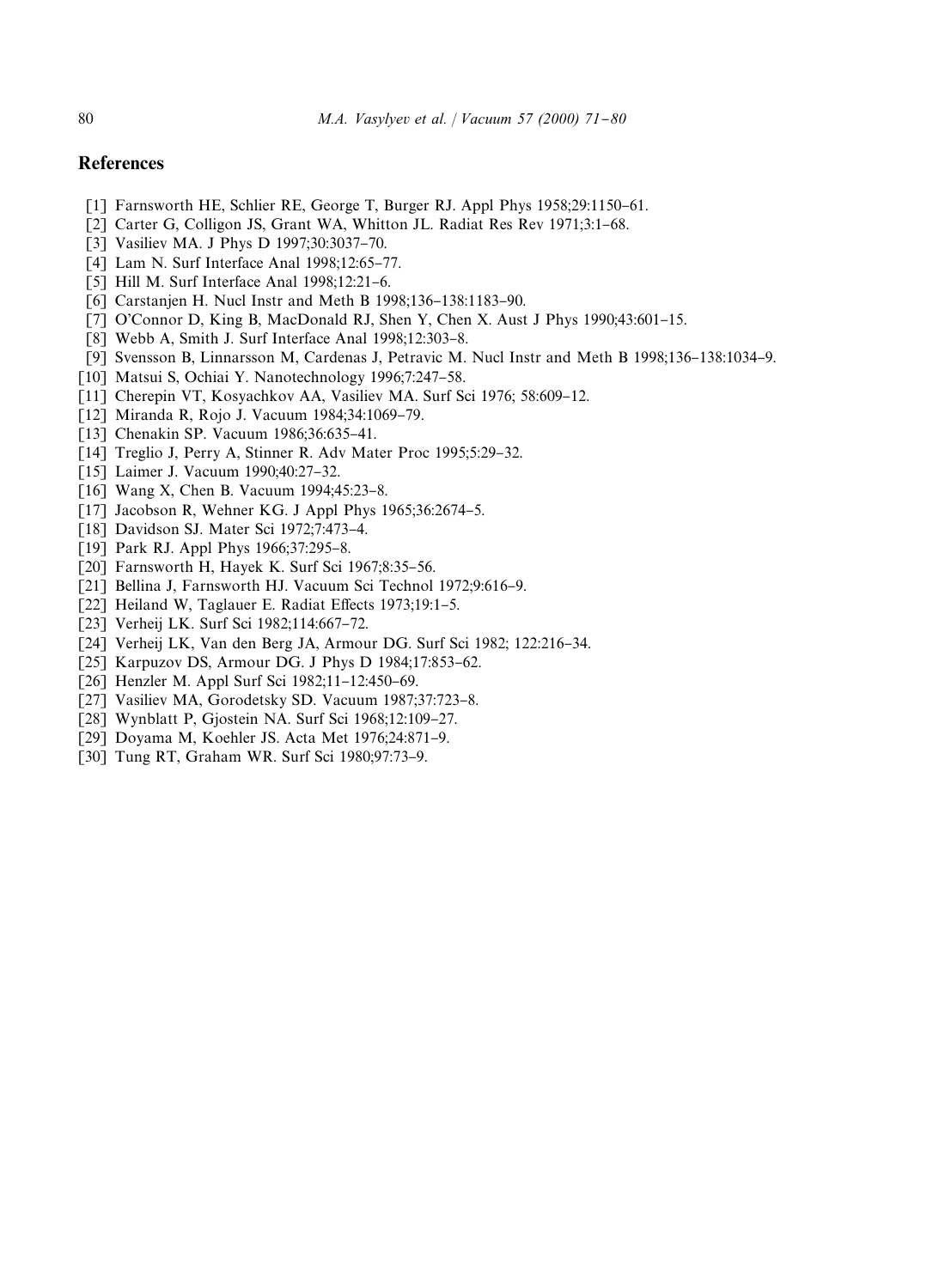## References

[1] Farnsworth HE, Schlier RE, George T, Burger RJ. Appl Phys 1958;29:1150–61.
[2] Carter G, Colligon JS, Grant WA, Whitton JL. Radiat Res Rev 1971;3:1–68.
[3] Vasiliev MA. J Phys D 1997;30:3037–70.
[4] Lam N. Surf Interface Anal 1998;12:65–77.
[5] Hill M. Surf Interface Anal 1998;12:21–6.
[6] Carstanjen H. Nucl Instr and Meth B 1998;136–138:1183–90.
[7] O'Connor D, King B, MacDonald RJ, Shen Y, Chen X. Aust J Phys 1990;43:601–15.
[8] Webb A, Smith J. Surf Interface Anal 1998;12:303–8.
[9] Svensson B, Linnarsson M, Cardenas J, Petravic M. Nucl Instr and Meth B 1998;136–138:1034–9.
[10] Matsui S, Ochiai Y. Nanotechnology 1996;7:247–58.
[11] Cherepin VT, Kosyachkov AA, Vasiliev MA. Surf Sci 1976; 58:609–12.
[12] Miranda R, Rojo J. Vacuum 1984;34:1069–79.
[13] Chenakin SP. Vacuum 1986;36:635–41.
[14] Treglio J, Perry A, Stinner R. Adv Mater Proc 1995;5:29–32.
[15] Laimer J. Vacuum 1990;40:27–32.
[16] Wang X, Chen B. Vacuum 1994;45:23–8.
[17] Jacobson R, Wehner KG. J Appl Phys 1965;36:2674–5.
[18] Davidson SJ. Mater Sci 1972;7:473–4.
[19] Park RJ. Appl Phys 1966;37:295–8.
[20] Farnsworth H, Hayek K. Surf Sci 1967;8:35–56.
[21] Bellina J, Farnsworth HJ. Vacuum Sci Technol 1972;9:616–9.
[22] Heiland W, Taglauer E. Radiat Effects 1973;19:1–5.
[23] Verheij LK. Surf Sci 1982;114:667–72.
[24] Verheij LK, Van den Berg JA, Armour DG. Surf Sci 1982; 122:216–34.
[25] Karpuzov DS, Armour DG. J Phys D 1984;17:853–62.
[26] Henzler M. Appl Surf Sci 1982;11–12:450–69.
[27] Vasiliev MA, Gorodetsky SD. Vacuum 1987;37:723–8.
[28] Wynblatt P, Gjostein NA. Surf Sci 1968;12:109–27.
[29] Doyama M, Koehler JS. Acta Met 1976;24:871–9.
[30] Tung RT, Graham WR. Surf Sci 1980;97:73–9.